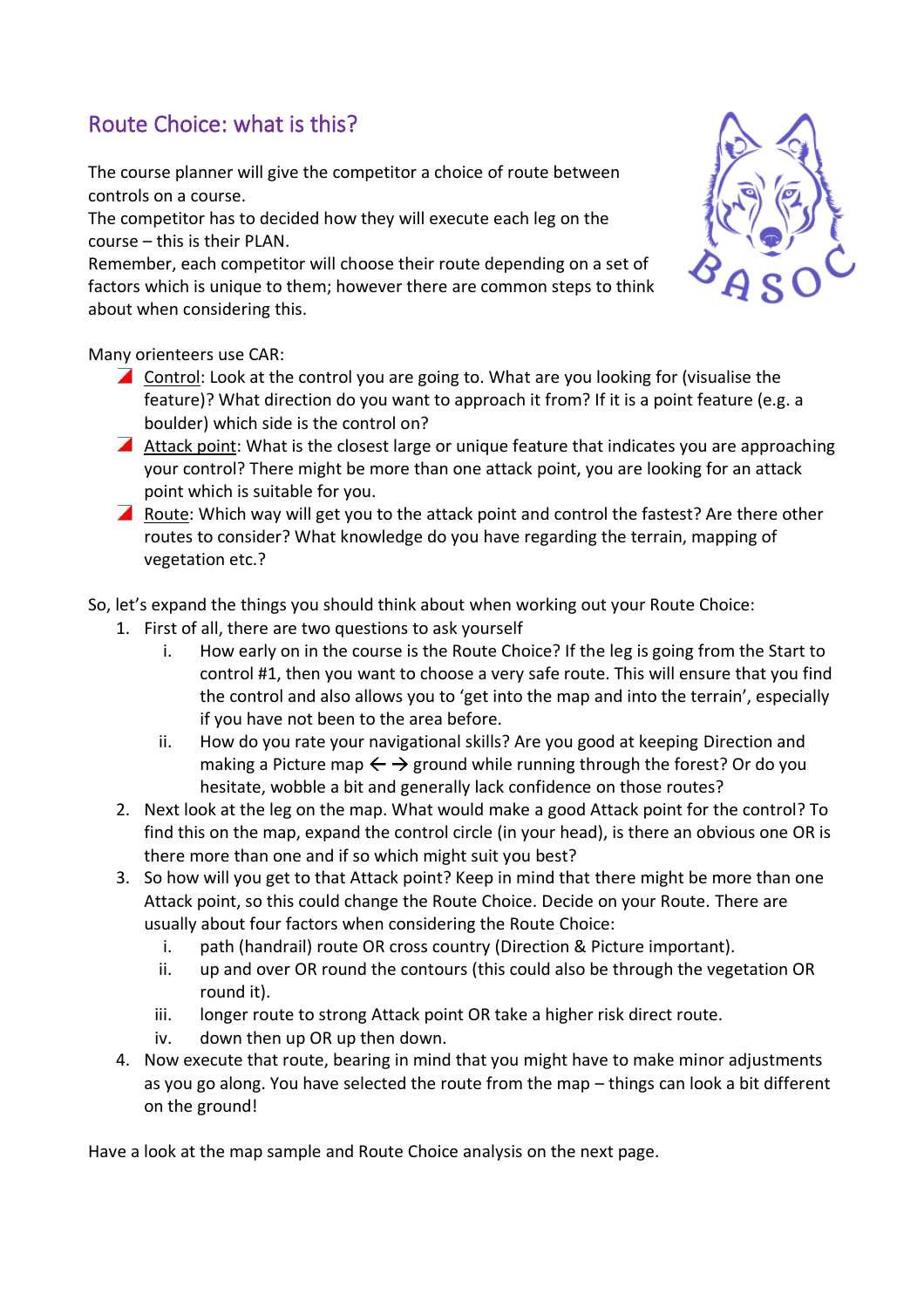## Route Choice: what is this?

The course planner will give the competitor a choice of route between controls on a course.
The competitor has to decided how they will execute each leg on the course – this is their PLAN.
Remember, each competitor will choose their route depending on a set of factors which is unique to them; however there are common steps to think about when considering this.

Many orienteers use CAR:

- Control: Look at the control you are going to. What are you looking for (visualise the feature)? What direction do you want to approach it from? If it is a point feature (e.g. a boulder) which side is the control on?
- Attack point: What is the closest large or unique feature that indicates you are approaching your control? There might be more than one attack point, you are looking for an attack point which is suitable for you.
- Route: Which way will get you to the attack point and control the fastest? Are there other routes to consider? What knowledge do you have regarding the terrain, mapping of vegetation etc.?

So, let's expand the things you should think about when working out your Route Choice:

1. First of all, there are two questions to ask yourself
   i. How early on in the course is the Route Choice? If the leg is going from the Start to control #1, then you want to choose a very safe route. This will ensure that you find the control and also allows you to 'get into the map and into the terrain', especially if you have not been to the area before.
   ii. How do you rate your navigational skills? Are you good at keeping Direction and making a Picture map ← → ground while running through the forest? Or do you hesitate, wobble a bit and generally lack confidence on those routes?
2. Next look at the leg on the map. What would make a good Attack point for the control? To find this on the map, expand the control circle (in your head), is there an obvious one OR is there more than one and if so which might suit you best?
3. So how will you get to that Attack point? Keep in mind that there might be more than one Attack point, so this could change the Route Choice. Decide on your Route. There are usually about four factors when considering the Route Choice:
   i. path (handrail) route OR cross country (Direction & Picture important).
   ii. up and over OR round the contours (this could also be through the vegetation OR round it).
   iii. longer route to strong Attack point OR take a higher risk direct route.
   iv. down then up OR up then down.
4. Now execute that route, bearing in mind that you might have to make minor adjustments as you go along. You have selected the route from the map – things can look a bit different on the ground!

Have a look at the map sample and Route Choice analysis on the next page.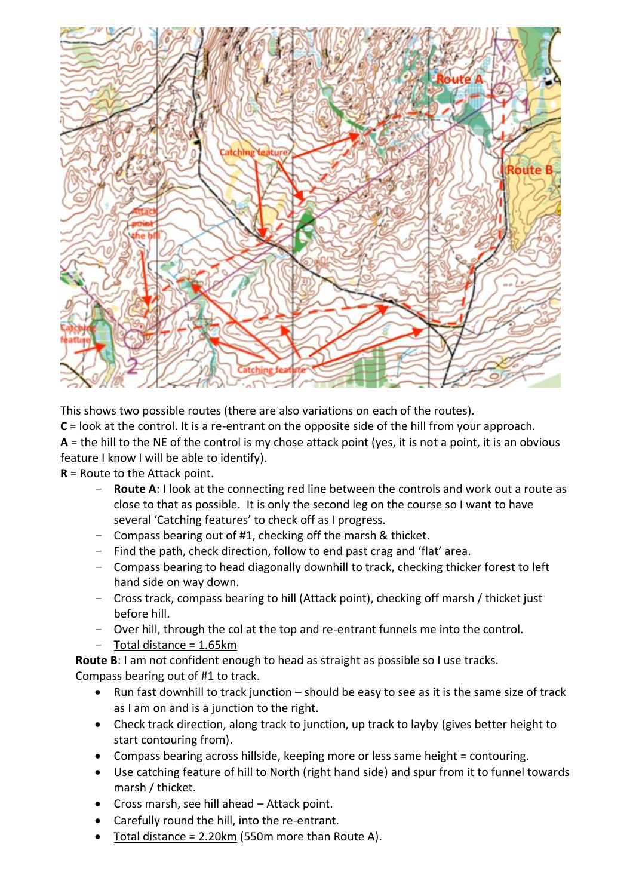This shows two possible routes (there are also variations on each of the routes).

**C** = look at the control. It is a re-entrant on the opposite side of the hill from your approach.

**A** = the hill to the NE of the control is my chose attack point (yes, it is not a point, it is an obvious feature I know I will be able to identify).

**R** = Route to the Attack point.

- **Route A**: I look at the connecting red line between the controls and work out a route as close to that as possible. It is only the second leg on the course so I want to have several 'Catching features' to check off as I progress.
- Compass bearing out of #1, checking off the marsh & thicket.
- Find the path, check direction, follow to end past crag and 'flat' area.
- Compass bearing to head diagonally downhill to track, checking thicker forest to left hand side on way down.
- Cross track, compass bearing to hill (Attack point), checking off marsh / thicket just before hill.
- Over hill, through the col at the top and re-entrant funnels me into the control.
- <u>Total distance = 1.65km</u>

**Route B**: I am not confident enough to head as straight as possible so I use tracks. Compass bearing out of #1 to track.

- Run fast downhill to track junction – should be easy to see as it is the same size of track as I am on and is a junction to the right.
- Check track direction, along track to junction, up track to layby (gives better height to start contouring from).
- Compass bearing across hillside, keeping more or less same height = contouring.
- Use catching feature of hill to North (right hand side) and spur from it to funnel towards marsh / thicket.
- Cross marsh, see hill ahead – Attack point.
- Carefully round the hill, into the re-entrant.
- <u>Total distance = 2.20km</u> (550m more than Route A).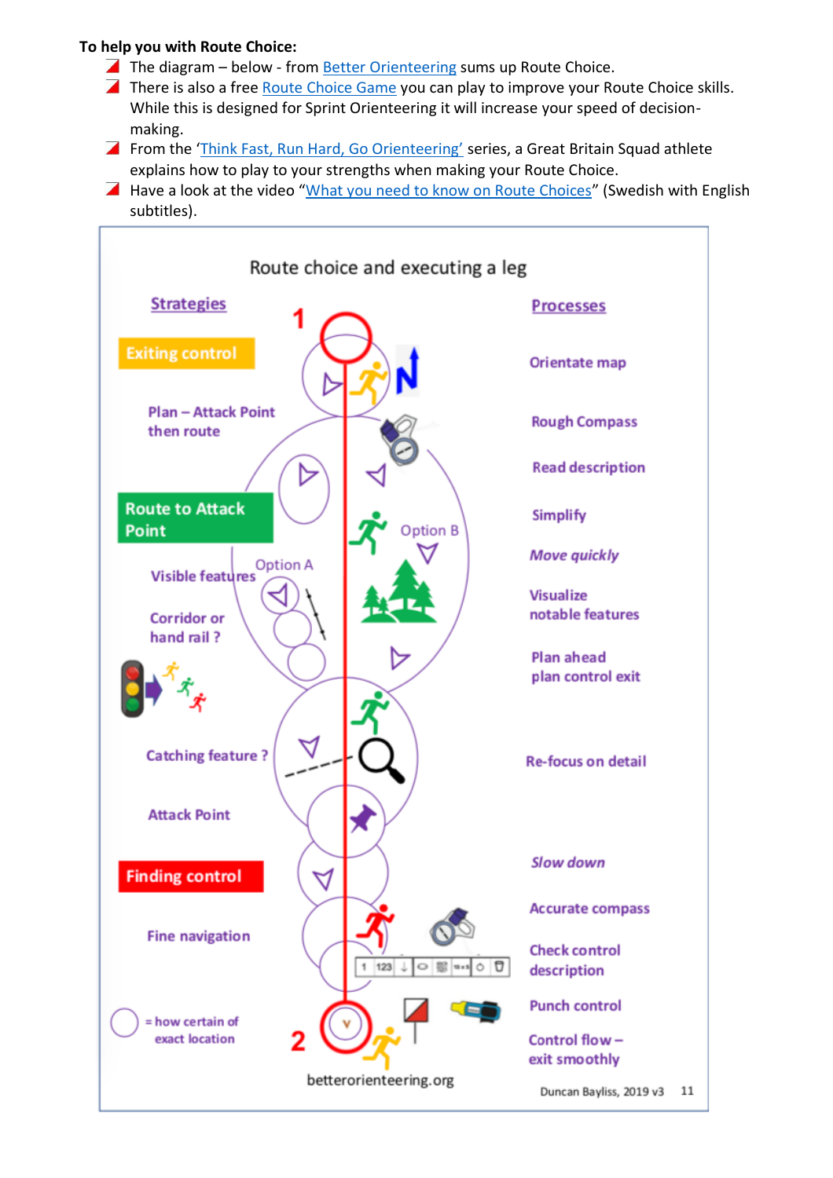**To help you with Route Choice:**

- The diagram – below - from Better Orienteering sums up Route Choice.
- There is also a free Route Choice Game you can play to improve your Route Choice skills. While this is designed for Sprint Orienteering it will increase your speed of decision-making.
- From the 'Think Fast, Run Hard, Go Orienteering' series, a Great Britain Squad athlete explains how to play to your strengths when making your Route Choice.
- Have a look at the video "What you need to know on Route Choices" (Swedish with English subtitles).

Route choice and executing a leg

Strategies

Processes

1

Exiting control

Orientate map

Plan – Attack Point then route

Rough Compass

Read description

Route to Attack Point

Simplify

Option B

*Move quickly*

Option A

Visible features

Visualize notable features

Corridor or hand rail ?

Plan ahead plan control exit

Catching feature ?

Re-focus on detail

Attack Point

Finding control

*Slow down*

Accurate compass

Fine navigation

Check control description

Punch control

= how certain of exact location

2

Control flow – exit smoothly

betterorienteering.org

Duncan Bayliss, 2019 v3 11